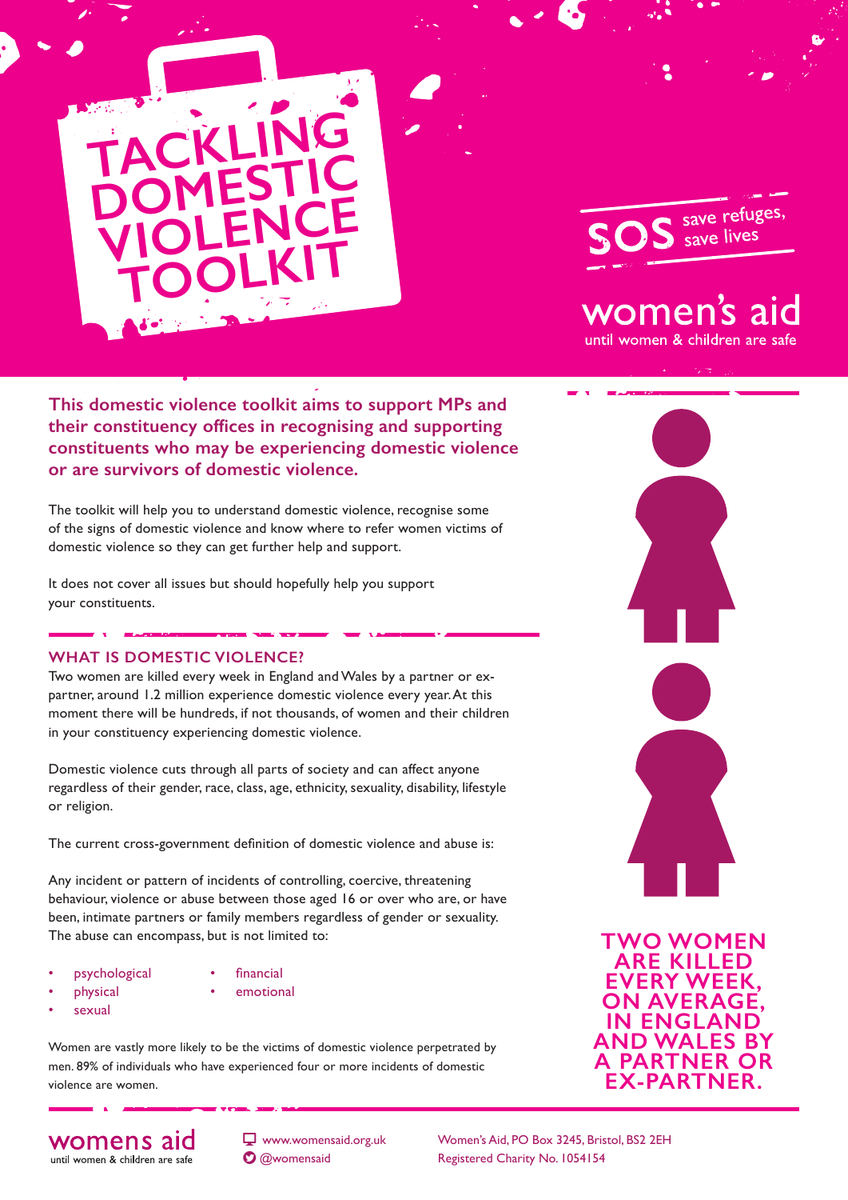# TACKLING DOMESTIC VIOLENCE TOOLKIT

SOS save refuges, save lives

women's aid
until women & children are safe

**This domestic violence toolkit aims to support MPs and their constituency offices in recognising and supporting constituents who may be experiencing domestic violence or are survivors of domestic violence.**

The toolkit will help you to understand domestic violence, recognise some of the signs of domestic violence and know where to refer women victims of domestic violence so they can get further help and support.

It does not cover all issues but should hopefully help you support your constituents.

## WHAT IS DOMESTIC VIOLENCE?

Two women are killed every week in England and Wales by a partner or ex-partner, around 1.2 million experience domestic violence every year. At this moment there will be hundreds, if not thousands, of women and their children in your constituency experiencing domestic violence.

Domestic violence cuts through all parts of society and can affect anyone regardless of their gender, race, class, age, ethnicity, sexuality, disability, lifestyle or religion.

The current cross-government definition of domestic violence and abuse is:

Any incident or pattern of incidents of controlling, coercive, threatening behaviour, violence or abuse between those aged 16 or over who are, or have been, intimate partners or family members regardless of gender or sexuality. The abuse can encompass, but is not limited to:

- psychological
- physical
- sexual
- financial
- emotional

Women are vastly more likely to be the victims of domestic violence perpetrated by men. 89% of individuals who have experienced four or more incidents of domestic violence are women.

**TWO WOMEN ARE KILLED EVERY WEEK, ON AVERAGE, IN ENGLAND AND WALES BY A PARTNER OR EX-PARTNER.**

womens aid
until women & children are safe

www.womensaid.org.uk
@womensaid

Women's Aid, PO Box 3245, Bristol, BS2 2EH
Registered Charity No. 1054154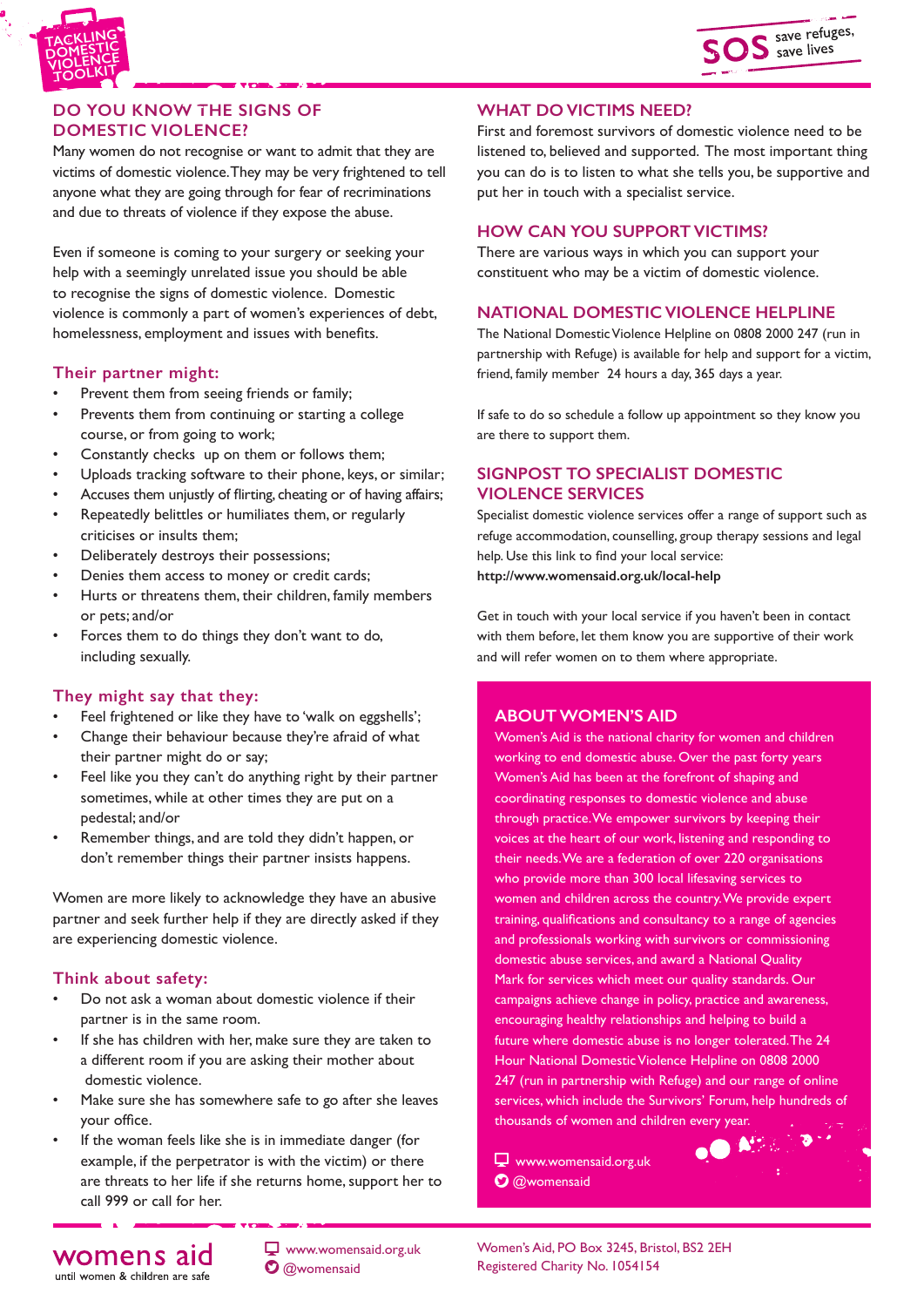## DO YOU KNOW THE SIGNS OF DOMESTIC VIOLENCE?

Many women do not recognise or want to admit that they are victims of domestic violence. They may be very frightened to tell anyone what they are going through for fear of recriminations and due to threats of violence if they expose the abuse.

Even if someone is coming to your surgery or seeking your help with a seemingly unrelated issue you should be able to recognise the signs of domestic violence. Domestic violence is commonly a part of women's experiences of debt, homelessness, employment and issues with benefits.

### Their partner might:

- Prevent them from seeing friends or family;
- Prevents them from continuing or starting a college course, or from going to work;
- Constantly checks up on them or follows them;
- Uploads tracking software to their phone, keys, or similar;
- Accuses them unjustly of flirting, cheating or of having affairs;
- Repeatedly belittles or humiliates them, or regularly criticises or insults them;
- Deliberately destroys their possessions;
- Denies them access to money or credit cards;
- Hurts or threatens them, their children, family members or pets; and/or
- Forces them to do things they don't want to do, including sexually.

### They might say that they:

- Feel frightened or like they have to 'walk on eggshells';
- Change their behaviour because they're afraid of what their partner might do or say;
- Feel like you they can't do anything right by their partner sometimes, while at other times they are put on a pedestal; and/or
- Remember things, and are told they didn't happen, or don't remember things their partner insists happens.

Women are more likely to acknowledge they have an abusive partner and seek further help if they are directly asked if they are experiencing domestic violence.

### Think about safety:

- Do not ask a woman about domestic violence if their partner is in the same room.
- If she has children with her, make sure they are taken to a different room if you are asking their mother about domestic violence.
- Make sure she has somewhere safe to go after she leaves your office.
- If the woman feels like she is in immediate danger (for example, if the perpetrator is with the victim) or there are threats to her life if she returns home, support her to call 999 or call for her.

## WHAT DO VICTIMS NEED?

First and foremost survivors of domestic violence need to be listened to, believed and supported. The most important thing you can do is to listen to what she tells you, be supportive and put her in touch with a specialist service.

## HOW CAN YOU SUPPORT VICTIMS?

There are various ways in which you can support your constituent who may be a victim of domestic violence.

## NATIONAL DOMESTIC VIOLENCE HELPLINE

The National Domestic Violence Helpline on 0808 2000 247 (run in partnership with Refuge) is available for help and support for a victim, friend, family member 24 hours a day, 365 days a year.

If safe to do so schedule a follow up appointment so they know you are there to support them.

## SIGNPOST TO SPECIALIST DOMESTIC VIOLENCE SERVICES

Specialist domestic violence services offer a range of support such as refuge accommodation, counselling, group therapy sessions and legal help. Use this link to find your local service:
**http://www.womensaid.org.uk/local-help**

Get in touch with your local service if you haven't been in contact with them before, let them know you are supportive of their work and will refer women on to them where appropriate.

## ABOUT WOMEN'S AID

Women's Aid is the national charity for women and children working to end domestic abuse. Over the past forty years Women's Aid has been at the forefront of shaping and coordinating responses to domestic violence and abuse through practice. We empower survivors by keeping their voices at the heart of our work, listening and responding to their needs. We are a federation of over 220 organisations who provide more than 300 local lifesaving services to women and children across the country. We provide expert training, qualifications and consultancy to a range of agencies and professionals working with survivors or commissioning domestic abuse services, and award a National Quality Mark for services which meet our quality standards. Our campaigns achieve change in policy, practice and awareness, encouraging healthy relationships and helping to build a future where domestic abuse is no longer tolerated. The 24 Hour National Domestic Violence Helpline on 0808 2000 247 (run in partnership with Refuge) and our range of online services, which include the Survivors' Forum, help hundreds of thousands of women and children every year.

www.womensaid.org.uk
@womensaid

womens aid
until women & children are safe

www.womensaid.org.uk
@womensaid

Women's Aid, PO Box 3245, Bristol, BS2 2EH
Registered Charity No. 1054154